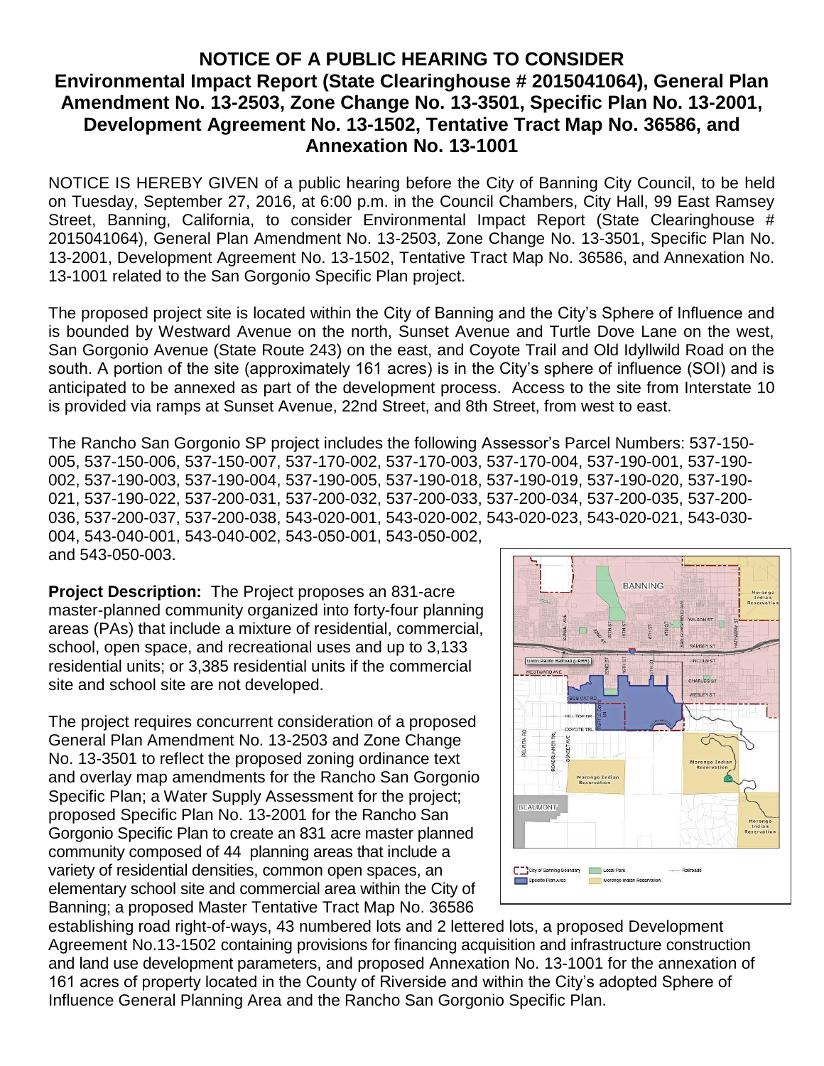# NOTICE OF A PUBLIC HEARING TO CONSIDER

## Environmental Impact Report (State Clearinghouse # 2015041064), General Plan Amendment No. 13-2503, Zone Change No. 13-3501, Specific Plan No. 13-2001, Development Agreement No. 13-1502, Tentative Tract Map No. 36586, and Annexation No. 13-1001

NOTICE IS HEREBY GIVEN of a public hearing before the City of Banning City Council, to be held on Tuesday, September 27, 2016, at 6:00 p.m. in the Council Chambers, City Hall, 99 East Ramsey Street, Banning, California, to consider Environmental Impact Report (State Clearinghouse # 2015041064), General Plan Amendment No. 13-2503, Zone Change No. 13-3501, Specific Plan No. 13-2001, Development Agreement No. 13-1502, Tentative Tract Map No. 36586, and Annexation No. 13-1001 related to the San Gorgonio Specific Plan project.

The proposed project site is located within the City of Banning and the City's Sphere of Influence and is bounded by Westward Avenue on the north, Sunset Avenue and Turtle Dove Lane on the west, San Gorgonio Avenue (State Route 243) on the east, and Coyote Trail and Old Idyllwild Road on the south. A portion of the site (approximately 161 acres) is in the City's sphere of influence (SOI) and is anticipated to be annexed as part of the development process. Access to the site from Interstate 10 is provided via ramps at Sunset Avenue, 22nd Street, and 8th Street, from west to east.

The Rancho San Gorgonio SP project includes the following Assessor's Parcel Numbers: 537-150-005, 537-150-006, 537-150-007, 537-170-002, 537-170-003, 537-170-004, 537-190-001, 537-190-002, 537-190-003, 537-190-004, 537-190-005, 537-190-018, 537-190-019, 537-190-020, 537-190-021, 537-190-022, 537-200-031, 537-200-032, 537-200-033, 537-200-034, 537-200-035, 537-200-036, 537-200-037, 537-200-038, 543-020-001, 543-020-002, 543-020-023, 543-020-021, 543-030-004, 543-040-001, 543-040-002, 543-050-001, 543-050-002, and 543-050-003.

**Project Description:** The Project proposes an 831-acre master-planned community organized into forty-four planning areas (PAs) that include a mixture of residential, commercial, school, open space, and recreational uses and up to 3,133 residential units; or 3,385 residential units if the commercial site and school site are not developed.

The project requires concurrent consideration of a proposed General Plan Amendment No. 13-2503 and Zone Change No. 13-3501 to reflect the proposed zoning ordinance text and overlay map amendments for the Rancho San Gorgonio Specific Plan; a Water Supply Assessment for the project; proposed Specific Plan No. 13-2001 for the Rancho San Gorgonio Specific Plan to create an 831 acre master planned community composed of 44 planning areas that include a variety of residential densities, common open spaces, an elementary school site and commercial area within the City of Banning; a proposed Master Tentative Tract Map No. 36586 establishing road right-of-ways, 43 numbered lots and 2 lettered lots, a proposed Development Agreement No.13-1502 containing provisions for financing acquisition and infrastructure construction and land use development parameters, and proposed Annexation No. 13-1001 for the annexation of 161 acres of property located in the County of Riverside and within the City's adopted Sphere of Influence General Planning Area and the Rancho San Gorgonio Specific Plan.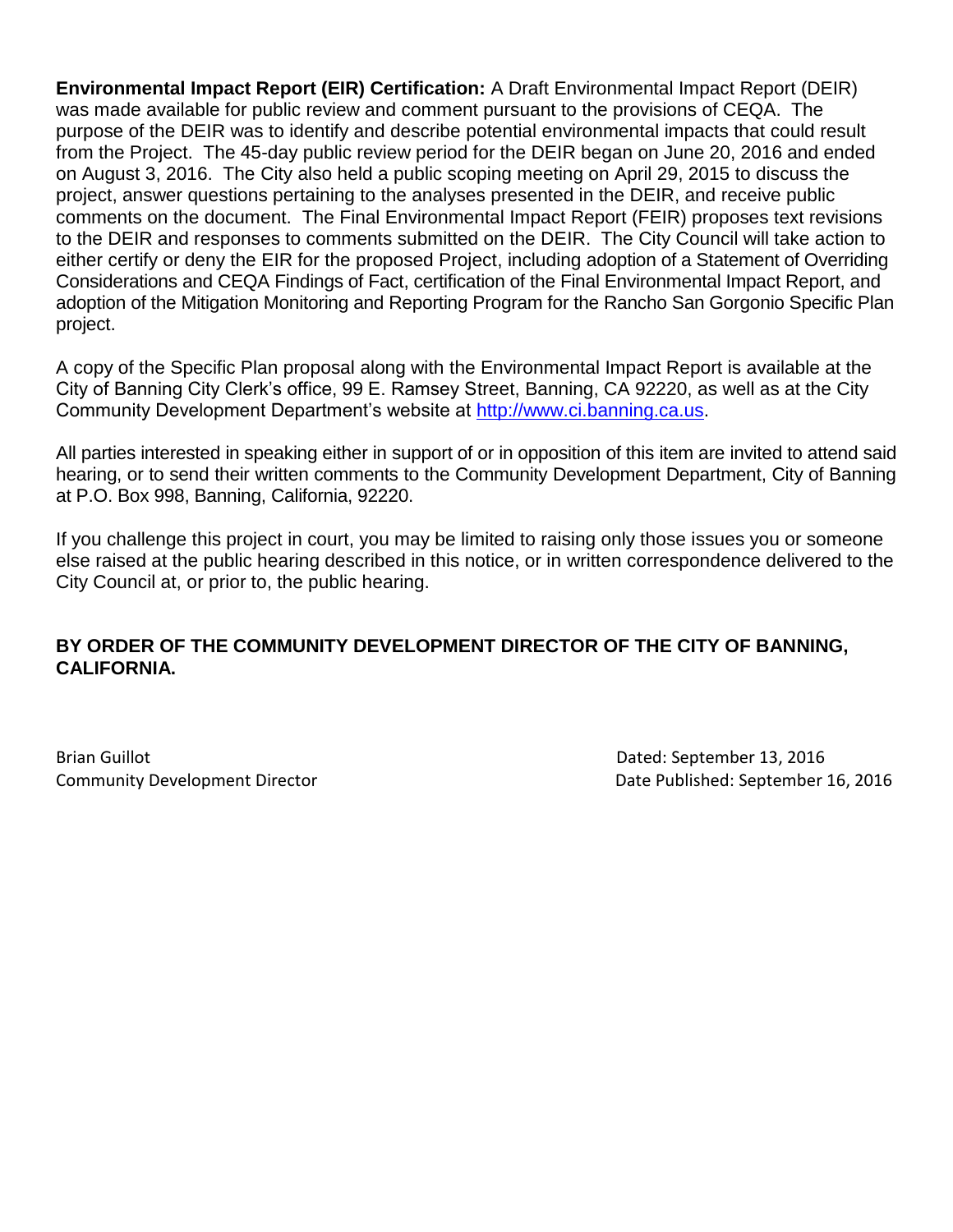**Environmental Impact Report (EIR) Certification:** A Draft Environmental Impact Report (DEIR) was made available for public review and comment pursuant to the provisions of CEQA. The purpose of the DEIR was to identify and describe potential environmental impacts that could result from the Project. The 45-day public review period for the DEIR began on June 20, 2016 and ended on August 3, 2016. The City also held a public scoping meeting on April 29, 2015 to discuss the project, answer questions pertaining to the analyses presented in the DEIR, and receive public comments on the document. The Final Environmental Impact Report (FEIR) proposes text revisions to the DEIR and responses to comments submitted on the DEIR. The City Council will take action to either certify or deny the EIR for the proposed Project, including adoption of a Statement of Overriding Considerations and CEQA Findings of Fact, certification of the Final Environmental Impact Report, and adoption of the Mitigation Monitoring and Reporting Program for the Rancho San Gorgonio Specific Plan project.

A copy of the Specific Plan proposal along with the Environmental Impact Report is available at the City of Banning City Clerk's office, 99 E. Ramsey Street, Banning, CA 92220, as well as at the City Community Development Department's website at http://www.ci.banning.ca.us.

All parties interested in speaking either in support of or in opposition of this item are invited to attend said hearing, or to send their written comments to the Community Development Department, City of Banning at P.O. Box 998, Banning, California, 92220.

If you challenge this project in court, you may be limited to raising only those issues you or someone else raised at the public hearing described in this notice, or in written correspondence delivered to the City Council at, or prior to, the public hearing.

**BY ORDER OF THE COMMUNITY DEVELOPMENT DIRECTOR OF THE CITY OF BANNING, CALIFORNIA.**

Brian Guillot
Community Development Director

Dated: September 13, 2016
Date Published: September 16, 2016